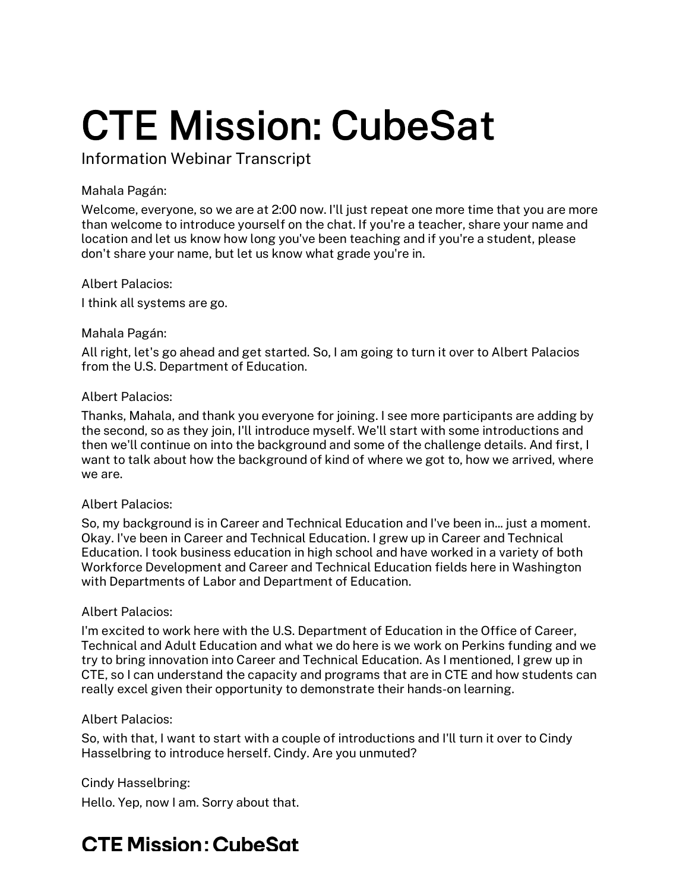# CTE Mission: CubeSat

Information Webinar Transcript

Mahala Pagán:

Welcome, everyone, so we are at 2:00 now. I'll just repeat one more time that you are more than welcome to introduce yourself on the chat. If you're a teacher, share your name and location and let us know how long you've been teaching and if you're a student, please don't share your name, but let us know what grade you're in.

Albert Palacios:

I think all systems are go.

Mahala Pagán:

All right, let's go ahead and get started. So, I am going to turn it over to Albert Palacios from the U.S. Department of Education.

Albert Palacios:

Thanks, Mahala, and thank you everyone for joining. I see more participants are adding by the second, so as they join, I'll introduce myself. We'll start with some introductions and then we'll continue on into the background and some of the challenge details. And first, I want to talk about how the background of kind of where we got to, how we arrived, where we are.

Albert Palacios:

So, my background is in Career and Technical Education and I've been in... just a moment. Okay. I've been in Career and Technical Education. I grew up in Career and Technical Education. I took business education in high school and have worked in a variety of both Workforce Development and Career and Technical Education fields here in Washington with Departments of Labor and Department of Education.

Albert Palacios:

I'm excited to work here with the U.S. Department of Education in the Office of Career, Technical and Adult Education and what we do here is we work on Perkins funding and we try to bring innovation into Career and Technical Education. As I mentioned, I grew up in CTE, so I can understand the capacity and programs that are in CTE and how students can really excel given their opportunity to demonstrate their hands-on learning.

Albert Palacios:

So, with that, I want to start with a couple of introductions and I'll turn it over to Cindy Hasselbring to introduce herself. Cindy. Are you unmuted?

Cindy Hasselbring:

Hello. Yep, now I am. Sorry about that.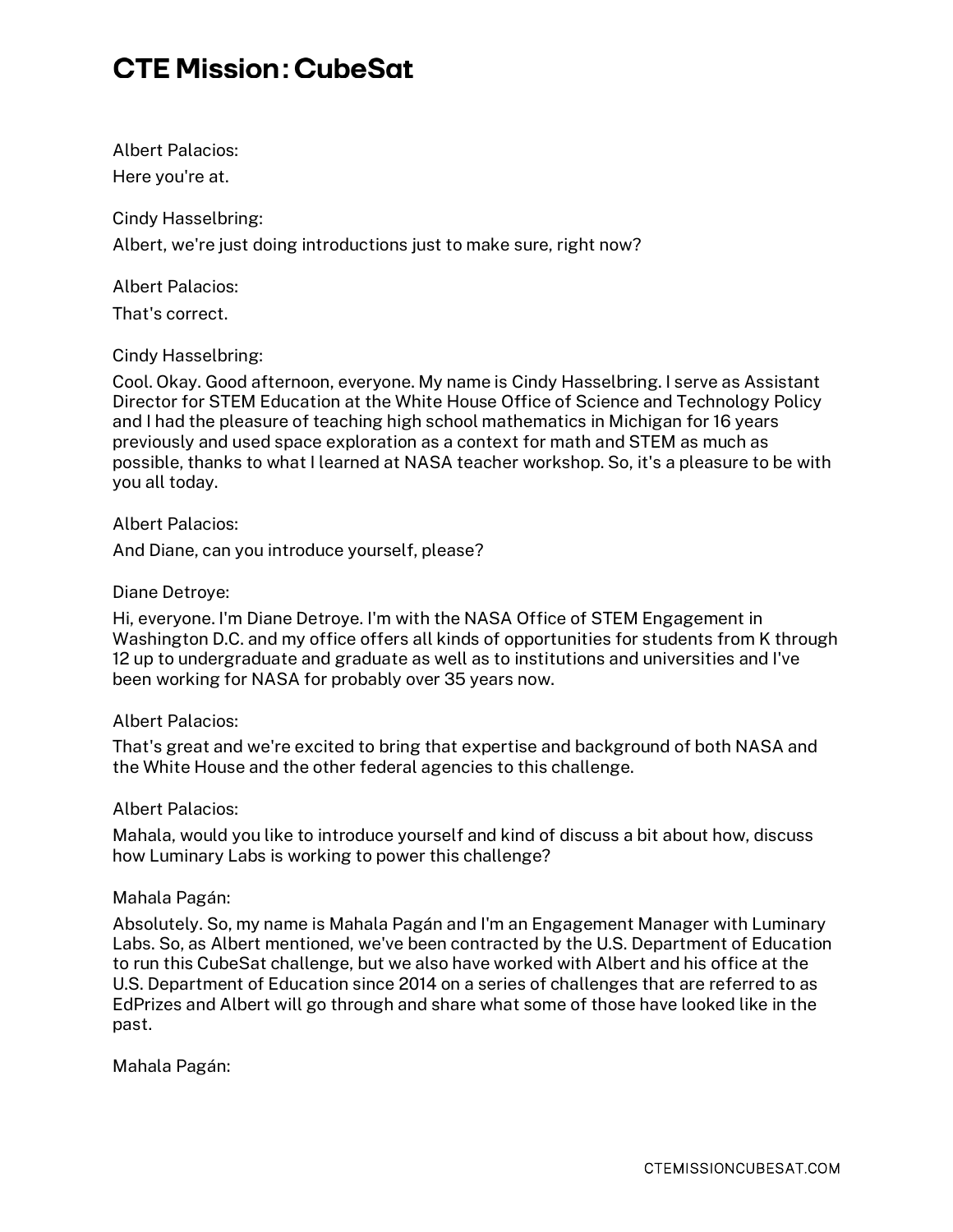Albert Palacios:
Here you're at.

Cindy Hasselbring:
Albert, we're just doing introductions just to make sure, right now?

Albert Palacios:
That's correct.

Cindy Hasselbring:
Cool. Okay. Good afternoon, everyone. My name is Cindy Hasselbring. I serve as Assistant Director for STEM Education at the White House Office of Science and Technology Policy and I had the pleasure of teaching high school mathematics in Michigan for 16 years previously and used space exploration as a context for math and STEM as much as possible, thanks to what I learned at NASA teacher workshop. So, it's a pleasure to be with you all today.

Albert Palacios:
And Diane, can you introduce yourself, please?

Diane Detroye:
Hi, everyone. I'm Diane Detroye. I'm with the NASA Office of STEM Engagement in Washington D.C. and my office offers all kinds of opportunities for students from K through 12 up to undergraduate and graduate as well as to institutions and universities and I've been working for NASA for probably over 35 years now.

Albert Palacios:
That's great and we're excited to bring that expertise and background of both NASA and the White House and the other federal agencies to this challenge.

Albert Palacios:
Mahala, would you like to introduce yourself and kind of discuss a bit about how, discuss how Luminary Labs is working to power this challenge?

Mahala Pagán:
Absolutely. So, my name is Mahala Pagán and I'm an Engagement Manager with Luminary Labs. So, as Albert mentioned, we've been contracted by the U.S. Department of Education to run this CubeSat challenge, but we also have worked with Albert and his office at the U.S. Department of Education since 2014 on a series of challenges that are referred to as EdPrizes and Albert will go through and share what some of those have looked like in the past.

Mahala Pagán: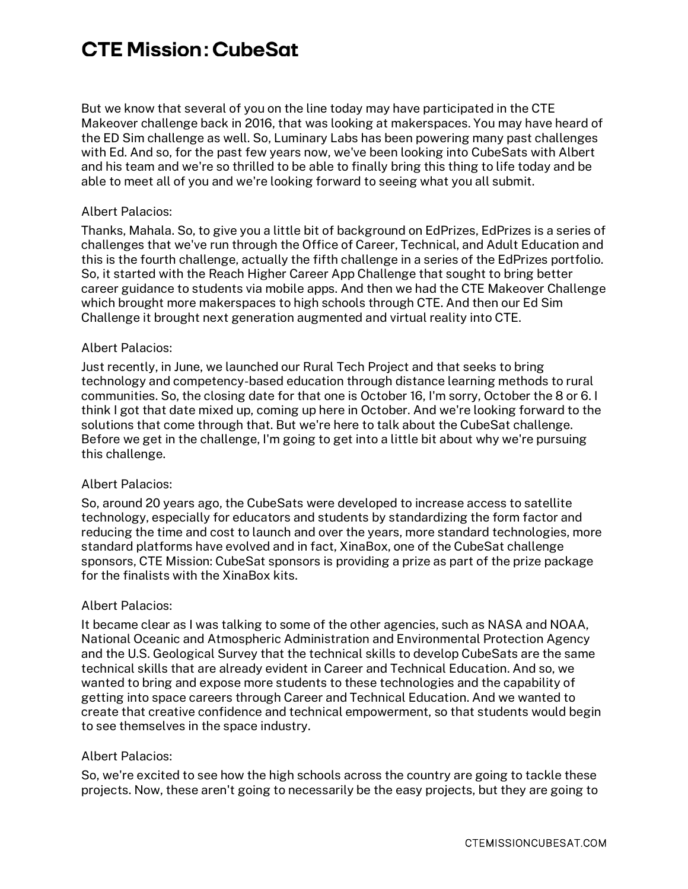But we know that several of you on the line today may have participated in the CTE Makeover challenge back in 2016, that was looking at makerspaces. You may have heard of the ED Sim challenge as well. So, Luminary Labs has been powering many past challenges with Ed. And so, for the past few years now, we've been looking into CubeSats with Albert and his team and we're so thrilled to be able to finally bring this thing to life today and be able to meet all of you and we're looking forward to seeing what you all submit.

Albert Palacios:

Thanks, Mahala. So, to give you a little bit of background on EdPrizes, EdPrizes is a series of challenges that we've run through the Office of Career, Technical, and Adult Education and this is the fourth challenge, actually the fifth challenge in a series of the EdPrizes portfolio. So, it started with the Reach Higher Career App Challenge that sought to bring better career guidance to students via mobile apps. And then we had the CTE Makeover Challenge which brought more makerspaces to high schools through CTE. And then our Ed Sim Challenge it brought next generation augmented and virtual reality into CTE.

Albert Palacios:

Just recently, in June, we launched our Rural Tech Project and that seeks to bring technology and competency-based education through distance learning methods to rural communities. So, the closing date for that one is October 16, I'm sorry, October the 8 or 6. I think I got that date mixed up, coming up here in October. And we're looking forward to the solutions that come through that. But we're here to talk about the CubeSat challenge. Before we get in the challenge, I'm going to get into a little bit about why we're pursuing this challenge.

Albert Palacios:

So, around 20 years ago, the CubeSats were developed to increase access to satellite technology, especially for educators and students by standardizing the form factor and reducing the time and cost to launch and over the years, more standard technologies, more standard platforms have evolved and in fact, XinaBox, one of the CubeSat challenge sponsors, CTE Mission: CubeSat sponsors is providing a prize as part of the prize package for the finalists with the XinaBox kits.

Albert Palacios:

It became clear as I was talking to some of the other agencies, such as NASA and NOAA, National Oceanic and Atmospheric Administration and Environmental Protection Agency and the U.S. Geological Survey that the technical skills to develop CubeSats are the same technical skills that are already evident in Career and Technical Education. And so, we wanted to bring and expose more students to these technologies and the capability of getting into space careers through Career and Technical Education. And we wanted to create that creative confidence and technical empowerment, so that students would begin to see themselves in the space industry.

Albert Palacios:

So, we're excited to see how the high schools across the country are going to tackle these projects. Now, these aren't going to necessarily be the easy projects, but they are going to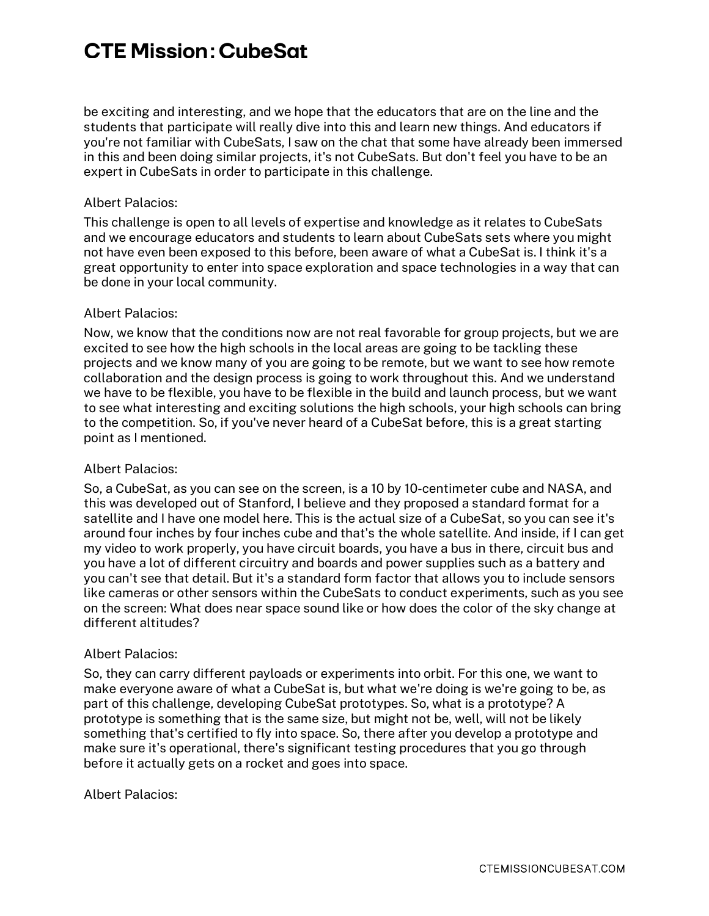be exciting and interesting, and we hope that the educators that are on the line and the students that participate will really dive into this and learn new things. And educators if you're not familiar with CubeSats, I saw on the chat that some have already been immersed in this and been doing similar projects, it's not CubeSats. But don't feel you have to be an expert in CubeSats in order to participate in this challenge.

Albert Palacios:

This challenge is open to all levels of expertise and knowledge as it relates to CubeSats and we encourage educators and students to learn about CubeSats sets where you might not have even been exposed to this before, been aware of what a CubeSat is. I think it's a great opportunity to enter into space exploration and space technologies in a way that can be done in your local community.

Albert Palacios:

Now, we know that the conditions now are not real favorable for group projects, but we are excited to see how the high schools in the local areas are going to be tackling these projects and we know many of you are going to be remote, but we want to see how remote collaboration and the design process is going to work throughout this. And we understand we have to be flexible, you have to be flexible in the build and launch process, but we want to see what interesting and exciting solutions the high schools, your high schools can bring to the competition. So, if you've never heard of a CubeSat before, this is a great starting point as I mentioned.

Albert Palacios:

So, a CubeSat, as you can see on the screen, is a 10 by 10-centimeter cube and NASA, and this was developed out of Stanford, I believe and they proposed a standard format for a satellite and I have one model here. This is the actual size of a CubeSat, so you can see it's around four inches by four inches cube and that's the whole satellite. And inside, if I can get my video to work properly, you have circuit boards, you have a bus in there, circuit bus and you have a lot of different circuitry and boards and power supplies such as a battery and you can't see that detail. But it's a standard form factor that allows you to include sensors like cameras or other sensors within the CubeSats to conduct experiments, such as you see on the screen: What does near space sound like or how does the color of the sky change at different altitudes?

Albert Palacios:

So, they can carry different payloads or experiments into orbit. For this one, we want to make everyone aware of what a CubeSat is, but what we're doing is we're going to be, as part of this challenge, developing CubeSat prototypes. So, what is a prototype? A prototype is something that is the same size, but might not be, well, will not be likely something that's certified to fly into space. So, there after you develop a prototype and make sure it's operational, there's significant testing procedures that you go through before it actually gets on a rocket and goes into space.

Albert Palacios: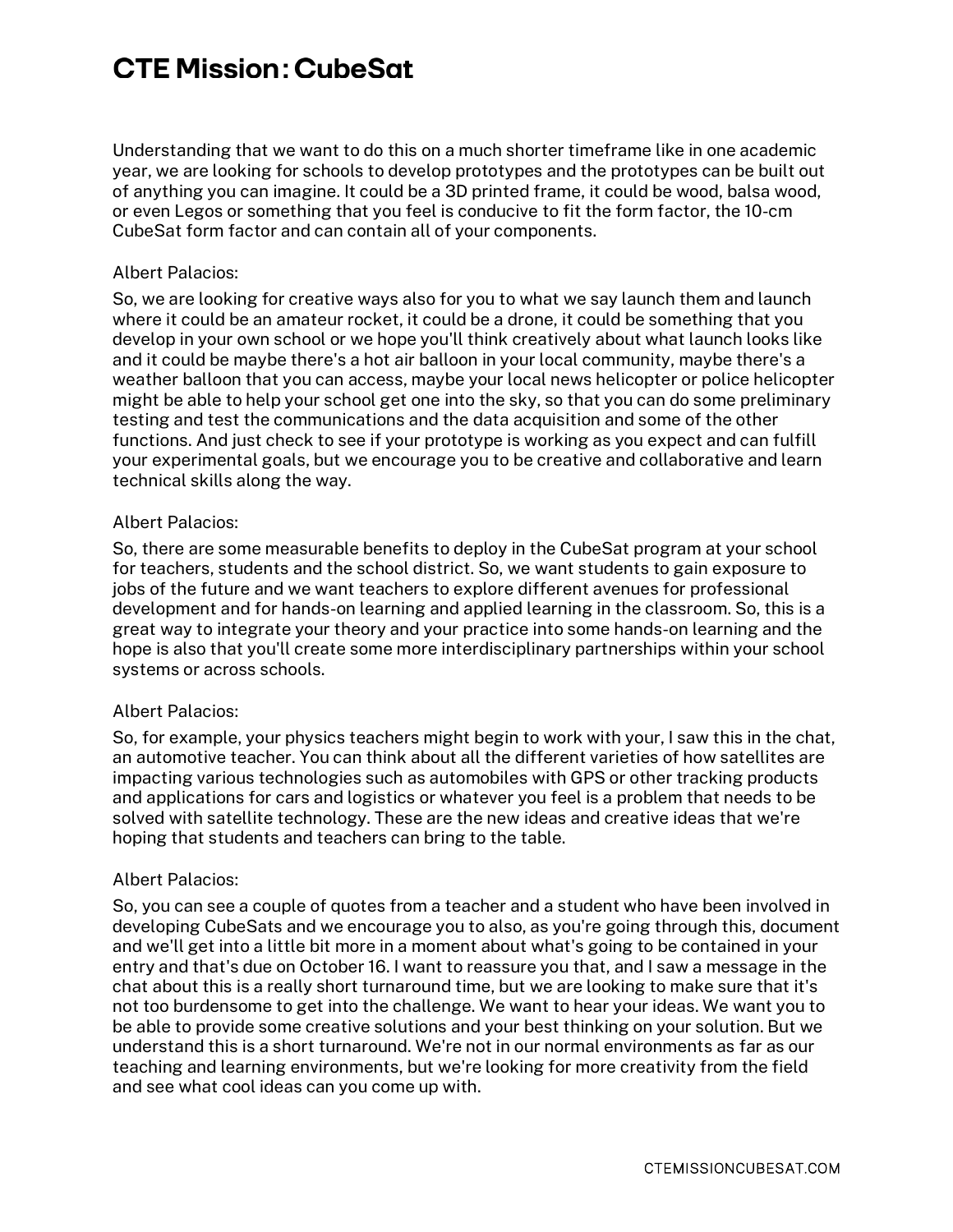Understanding that we want to do this on a much shorter timeframe like in one academic year, we are looking for schools to develop prototypes and the prototypes can be built out of anything you can imagine. It could be a 3D printed frame, it could be wood, balsa wood, or even Legos or something that you feel is conducive to fit the form factor, the 10-cm CubeSat form factor and can contain all of your components.

Albert Palacios:

So, we are looking for creative ways also for you to what we say launch them and launch where it could be an amateur rocket, it could be a drone, it could be something that you develop in your own school or we hope you'll think creatively about what launch looks like and it could be maybe there's a hot air balloon in your local community, maybe there's a weather balloon that you can access, maybe your local news helicopter or police helicopter might be able to help your school get one into the sky, so that you can do some preliminary testing and test the communications and the data acquisition and some of the other functions. And just check to see if your prototype is working as you expect and can fulfill your experimental goals, but we encourage you to be creative and collaborative and learn technical skills along the way.

Albert Palacios:

So, there are some measurable benefits to deploy in the CubeSat program at your school for teachers, students and the school district. So, we want students to gain exposure to jobs of the future and we want teachers to explore different avenues for professional development and for hands-on learning and applied learning in the classroom. So, this is a great way to integrate your theory and your practice into some hands-on learning and the hope is also that you'll create some more interdisciplinary partnerships within your school systems or across schools.

Albert Palacios:

So, for example, your physics teachers might begin to work with your, I saw this in the chat, an automotive teacher. You can think about all the different varieties of how satellites are impacting various technologies such as automobiles with GPS or other tracking products and applications for cars and logistics or whatever you feel is a problem that needs to be solved with satellite technology. These are the new ideas and creative ideas that we're hoping that students and teachers can bring to the table.

Albert Palacios:

So, you can see a couple of quotes from a teacher and a student who have been involved in developing CubeSats and we encourage you to also, as you're going through this, document and we'll get into a little bit more in a moment about what's going to be contained in your entry and that's due on October 16. I want to reassure you that, and I saw a message in the chat about this is a really short turnaround time, but we are looking to make sure that it's not too burdensome to get into the challenge. We want to hear your ideas. We want you to be able to provide some creative solutions and your best thinking on your solution. But we understand this is a short turnaround. We're not in our normal environments as far as our teaching and learning environments, but we're looking for more creativity from the field and see what cool ideas can you come up with.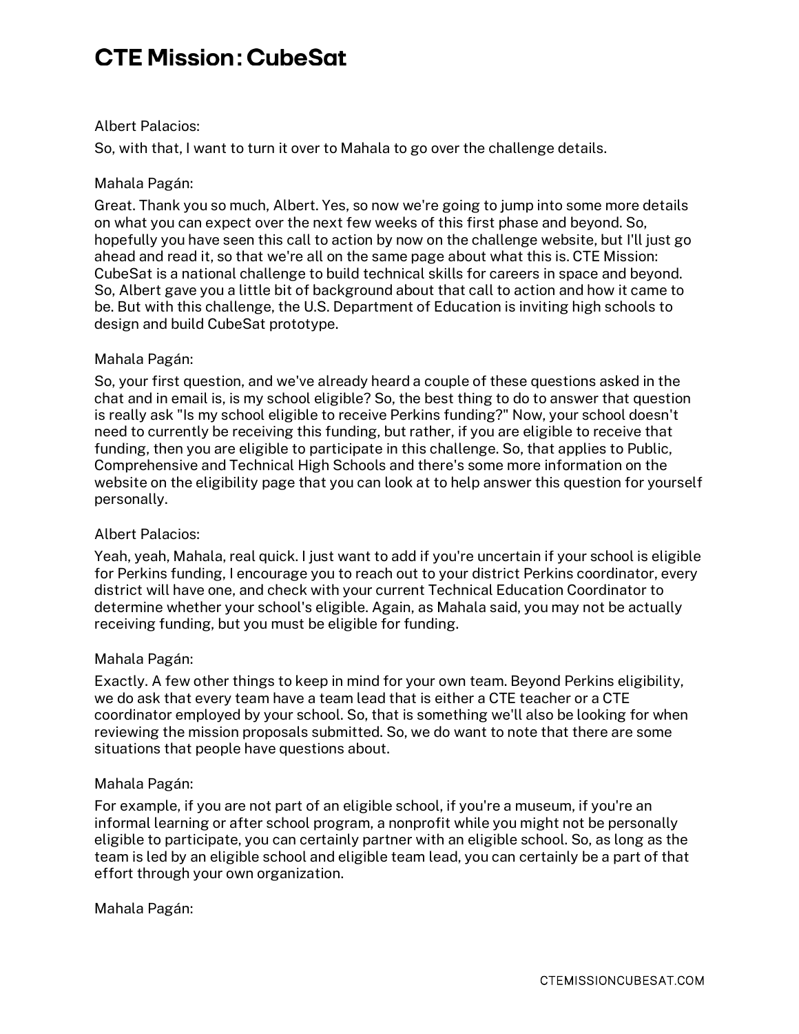# CTE Mission: CubeSat

Albert Palacios:

So, with that, I want to turn it over to Mahala to go over the challenge details.

Mahala Pagán:

Great. Thank you so much, Albert. Yes, so now we're going to jump into some more details on what you can expect over the next few weeks of this first phase and beyond. So, hopefully you have seen this call to action by now on the challenge website, but I'll just go ahead and read it, so that we're all on the same page about what this is. CTE Mission: CubeSat is a national challenge to build technical skills for careers in space and beyond. So, Albert gave you a little bit of background about that call to action and how it came to be. But with this challenge, the U.S. Department of Education is inviting high schools to design and build CubeSat prototype.

Mahala Pagán:

So, your first question, and we've already heard a couple of these questions asked in the chat and in email is, is my school eligible? So, the best thing to do to answer that question is really ask "Is my school eligible to receive Perkins funding?" Now, your school doesn't need to currently be receiving this funding, but rather, if you are eligible to receive that funding, then you are eligible to participate in this challenge. So, that applies to Public, Comprehensive and Technical High Schools and there's some more information on the website on the eligibility page that you can look at to help answer this question for yourself personally.

Albert Palacios:

Yeah, yeah, Mahala, real quick. I just want to add if you're uncertain if your school is eligible for Perkins funding, I encourage you to reach out to your district Perkins coordinator, every district will have one, and check with your current Technical Education Coordinator to determine whether your school's eligible. Again, as Mahala said, you may not be actually receiving funding, but you must be eligible for funding.

Mahala Pagán:

Exactly. A few other things to keep in mind for your own team. Beyond Perkins eligibility, we do ask that every team have a team lead that is either a CTE teacher or a CTE coordinator employed by your school. So, that is something we'll also be looking for when reviewing the mission proposals submitted. So, we do want to note that there are some situations that people have questions about.

Mahala Pagán:

For example, if you are not part of an eligible school, if you're a museum, if you're an informal learning or after school program, a nonprofit while you might not be personally eligible to participate, you can certainly partner with an eligible school. So, as long as the team is led by an eligible school and eligible team lead, you can certainly be a part of that effort through your own organization.

Mahala Pagán: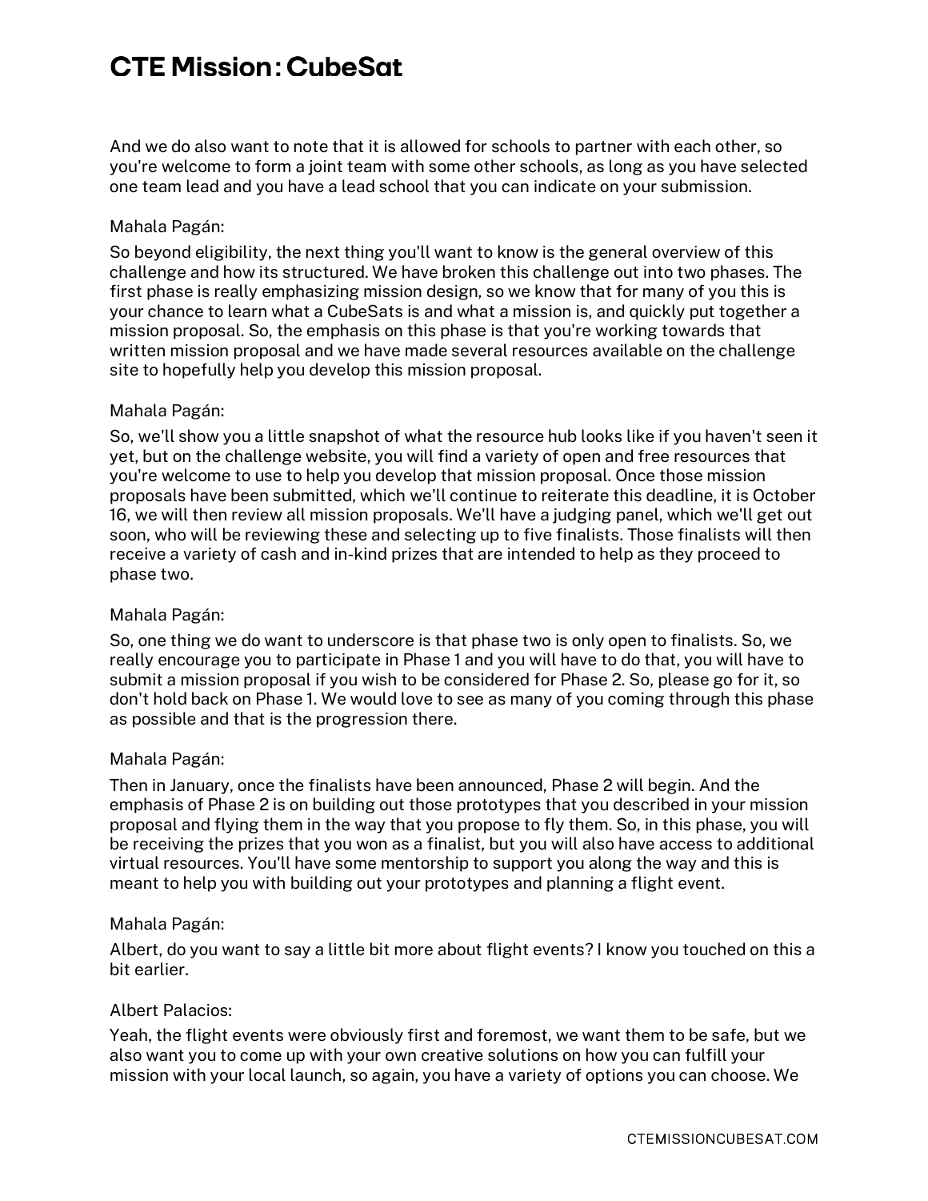And we do also want to note that it is allowed for schools to partner with each other, so you're welcome to form a joint team with some other schools, as long as you have selected one team lead and you have a lead school that you can indicate on your submission.

Mahala Pagán:

So beyond eligibility, the next thing you'll want to know is the general overview of this challenge and how its structured. We have broken this challenge out into two phases. The first phase is really emphasizing mission design, so we know that for many of you this is your chance to learn what a CubeSats is and what a mission is, and quickly put together a mission proposal. So, the emphasis on this phase is that you're working towards that written mission proposal and we have made several resources available on the challenge site to hopefully help you develop this mission proposal.

Mahala Pagán:

So, we'll show you a little snapshot of what the resource hub looks like if you haven't seen it yet, but on the challenge website, you will find a variety of open and free resources that you're welcome to use to help you develop that mission proposal. Once those mission proposals have been submitted, which we'll continue to reiterate this deadline, it is October 16, we will then review all mission proposals. We'll have a judging panel, which we'll get out soon, who will be reviewing these and selecting up to five finalists. Those finalists will then receive a variety of cash and in-kind prizes that are intended to help as they proceed to phase two.

Mahala Pagán:

So, one thing we do want to underscore is that phase two is only open to finalists. So, we really encourage you to participate in Phase 1 and you will have to do that, you will have to submit a mission proposal if you wish to be considered for Phase 2. So, please go for it, so don't hold back on Phase 1. We would love to see as many of you coming through this phase as possible and that is the progression there.

Mahala Pagán:

Then in January, once the finalists have been announced, Phase 2 will begin. And the emphasis of Phase 2 is on building out those prototypes that you described in your mission proposal and flying them in the way that you propose to fly them. So, in this phase, you will be receiving the prizes that you won as a finalist, but you will also have access to additional virtual resources. You'll have some mentorship to support you along the way and this is meant to help you with building out your prototypes and planning a flight event.

Mahala Pagán:

Albert, do you want to say a little bit more about flight events? I know you touched on this a bit earlier.

Albert Palacios:

Yeah, the flight events were obviously first and foremost, we want them to be safe, but we also want you to come up with your own creative solutions on how you can fulfill your mission with your local launch, so again, you have a variety of options you can choose. We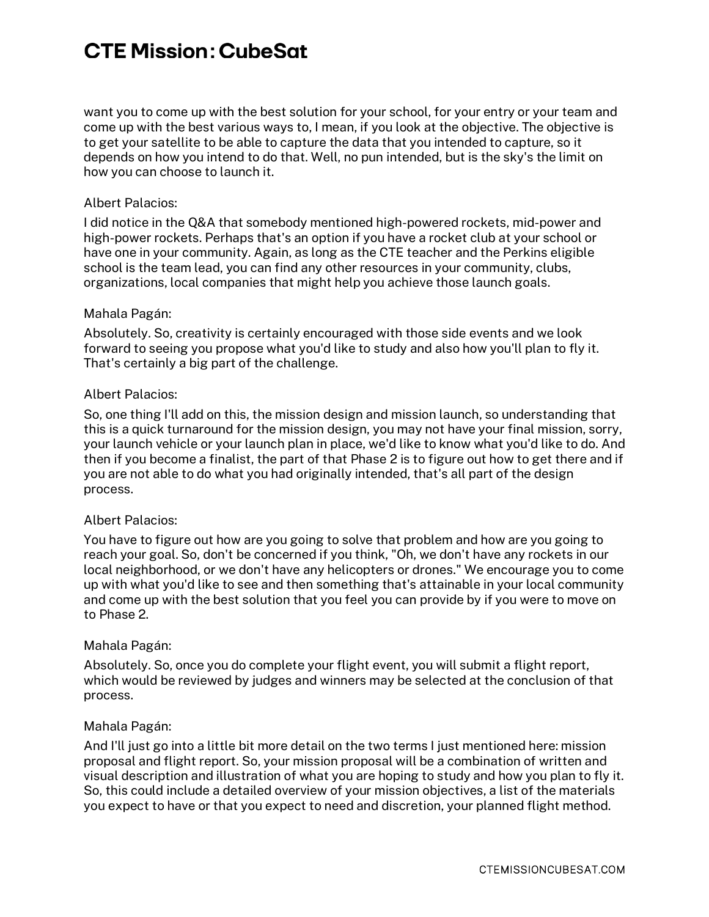want you to come up with the best solution for your school, for your entry or your team and come up with the best various ways to, I mean, if you look at the objective. The objective is to get your satellite to be able to capture the data that you intended to capture, so it depends on how you intend to do that. Well, no pun intended, but is the sky's the limit on how you can choose to launch it.

Albert Palacios:

I did notice in the Q&A that somebody mentioned high-powered rockets, mid-power and high-power rockets. Perhaps that's an option if you have a rocket club at your school or have one in your community. Again, as long as the CTE teacher and the Perkins eligible school is the team lead, you can find any other resources in your community, clubs, organizations, local companies that might help you achieve those launch goals.

Mahala Pagán:

Absolutely. So, creativity is certainly encouraged with those side events and we look forward to seeing you propose what you'd like to study and also how you'll plan to fly it. That's certainly a big part of the challenge.

Albert Palacios:

So, one thing I'll add on this, the mission design and mission launch, so understanding that this is a quick turnaround for the mission design, you may not have your final mission, sorry, your launch vehicle or your launch plan in place, we'd like to know what you'd like to do. And then if you become a finalist, the part of that Phase 2 is to figure out how to get there and if you are not able to do what you had originally intended, that's all part of the design process.

Albert Palacios:

You have to figure out how are you going to solve that problem and how are you going to reach your goal. So, don't be concerned if you think, "Oh, we don't have any rockets in our local neighborhood, or we don't have any helicopters or drones." We encourage you to come up with what you'd like to see and then something that's attainable in your local community and come up with the best solution that you feel you can provide by if you were to move on to Phase 2.

Mahala Pagán:

Absolutely. So, once you do complete your flight event, you will submit a flight report, which would be reviewed by judges and winners may be selected at the conclusion of that process.

Mahala Pagán:

And I'll just go into a little bit more detail on the two terms I just mentioned here: mission proposal and flight report. So, your mission proposal will be a combination of written and visual description and illustration of what you are hoping to study and how you plan to fly it. So, this could include a detailed overview of your mission objectives, a list of the materials you expect to have or that you expect to need and discretion, your planned flight method.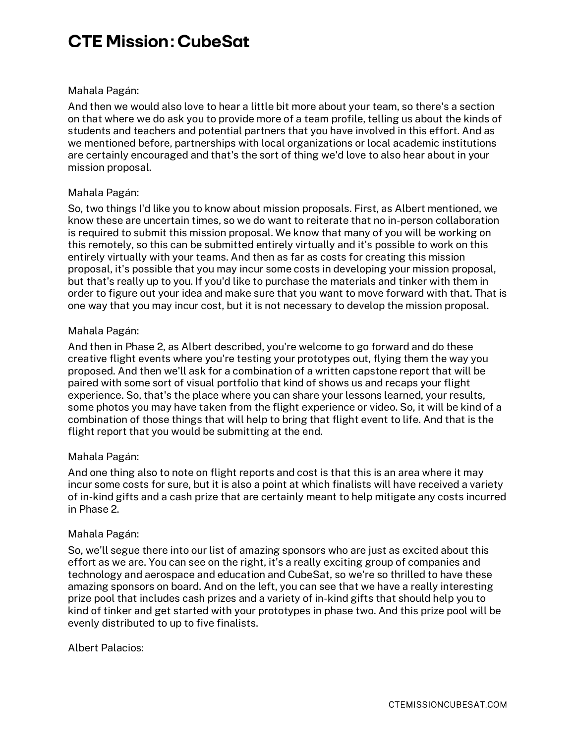Mahala Pagán:

And then we would also love to hear a little bit more about your team, so there's a section on that where we do ask you to provide more of a team profile, telling us about the kinds of students and teachers and potential partners that you have involved in this effort. And as we mentioned before, partnerships with local organizations or local academic institutions are certainly encouraged and that's the sort of thing we'd love to also hear about in your mission proposal.

Mahala Pagán:

So, two things I'd like you to know about mission proposals. First, as Albert mentioned, we know these are uncertain times, so we do want to reiterate that no in-person collaboration is required to submit this mission proposal. We know that many of you will be working on this remotely, so this can be submitted entirely virtually and it's possible to work on this entirely virtually with your teams. And then as far as costs for creating this mission proposal, it's possible that you may incur some costs in developing your mission proposal, but that's really up to you. If you'd like to purchase the materials and tinker with them in order to figure out your idea and make sure that you want to move forward with that. That is one way that you may incur cost, but it is not necessary to develop the mission proposal.

Mahala Pagán:

And then in Phase 2, as Albert described, you're welcome to go forward and do these creative flight events where you're testing your prototypes out, flying them the way you proposed. And then we'll ask for a combination of a written capstone report that will be paired with some sort of visual portfolio that kind of shows us and recaps your flight experience. So, that's the place where you can share your lessons learned, your results, some photos you may have taken from the flight experience or video. So, it will be kind of a combination of those things that will help to bring that flight event to life. And that is the flight report that you would be submitting at the end.

Mahala Pagán:

And one thing also to note on flight reports and cost is that this is an area where it may incur some costs for sure, but it is also a point at which finalists will have received a variety of in-kind gifts and a cash prize that are certainly meant to help mitigate any costs incurred in Phase 2.

Mahala Pagán:

So, we'll segue there into our list of amazing sponsors who are just as excited about this effort as we are. You can see on the right, it's a really exciting group of companies and technology and aerospace and education and CubeSat, so we're so thrilled to have these amazing sponsors on board. And on the left, you can see that we have a really interesting prize pool that includes cash prizes and a variety of in-kind gifts that should help you to kind of tinker and get started with your prototypes in phase two. And this prize pool will be evenly distributed to up to five finalists.

Albert Palacios: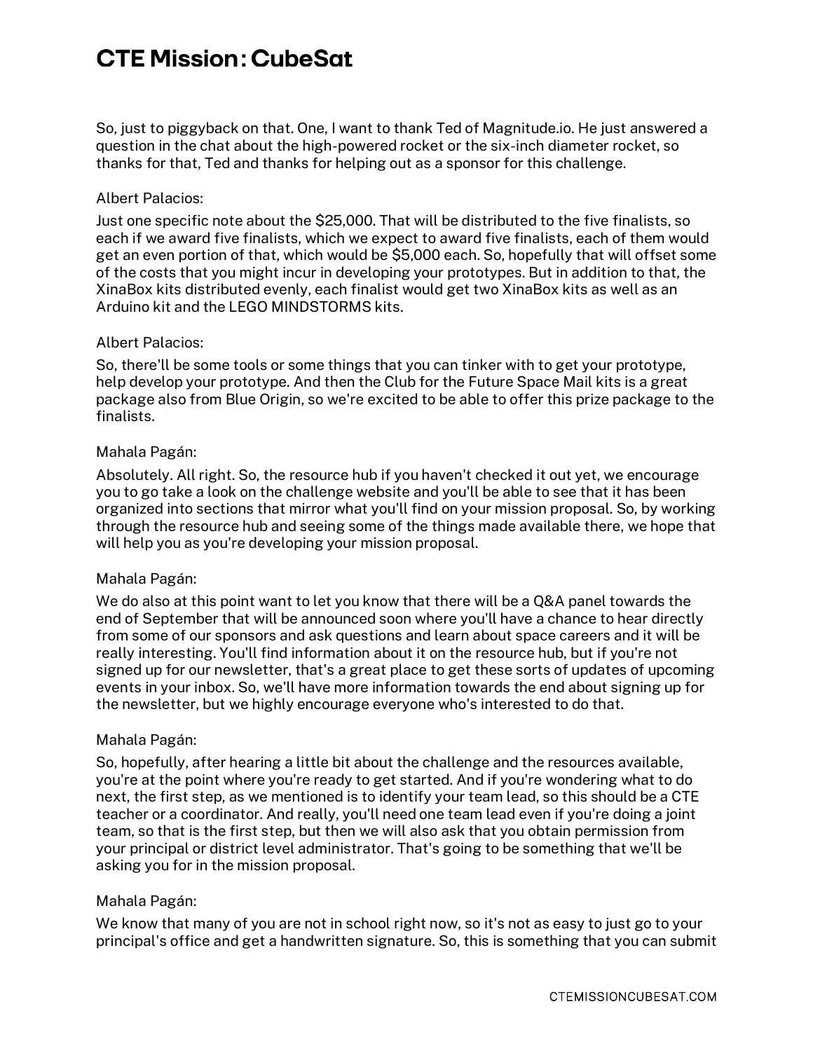So, just to piggyback on that. One, I want to thank Ted of Magnitude.io. He just answered a question in the chat about the high-powered rocket or the six-inch diameter rocket, so thanks for that, Ted and thanks for helping out as a sponsor for this challenge.

Albert Palacios:

Just one specific note about the $25,000. That will be distributed to the five finalists, so each if we award five finalists, which we expect to award five finalists, each of them would get an even portion of that, which would be $5,000 each. So, hopefully that will offset some of the costs that you might incur in developing your prototypes. But in addition to that, the XinaBox kits distributed evenly, each finalist would get two XinaBox kits as well as an Arduino kit and the LEGO MINDSTORMS kits.

Albert Palacios:

So, there'll be some tools or some things that you can tinker with to get your prototype, help develop your prototype. And then the Club for the Future Space Mail kits is a great package also from Blue Origin, so we're excited to be able to offer this prize package to the finalists.

Mahala Pagán:

Absolutely. All right. So, the resource hub if you haven't checked it out yet, we encourage you to go take a look on the challenge website and you'll be able to see that it has been organized into sections that mirror what you'll find on your mission proposal. So, by working through the resource hub and seeing some of the things made available there, we hope that will help you as you're developing your mission proposal.

Mahala Pagán:

We do also at this point want to let you know that there will be a Q&A panel towards the end of September that will be announced soon where you'll have a chance to hear directly from some of our sponsors and ask questions and learn about space careers and it will be really interesting. You'll find information about it on the resource hub, but if you're not signed up for our newsletter, that's a great place to get these sorts of updates of upcoming events in your inbox. So, we'll have more information towards the end about signing up for the newsletter, but we highly encourage everyone who's interested to do that.

Mahala Pagán:

So, hopefully, after hearing a little bit about the challenge and the resources available, you're at the point where you're ready to get started. And if you're wondering what to do next, the first step, as we mentioned is to identify your team lead, so this should be a CTE teacher or a coordinator. And really, you'll need one team lead even if you're doing a joint team, so that is the first step, but then we will also ask that you obtain permission from your principal or district level administrator. That's going to be something that we'll be asking you for in the mission proposal.

Mahala Pagán:

We know that many of you are not in school right now, so it's not as easy to just go to your principal's office and get a handwritten signature. So, this is something that you can submit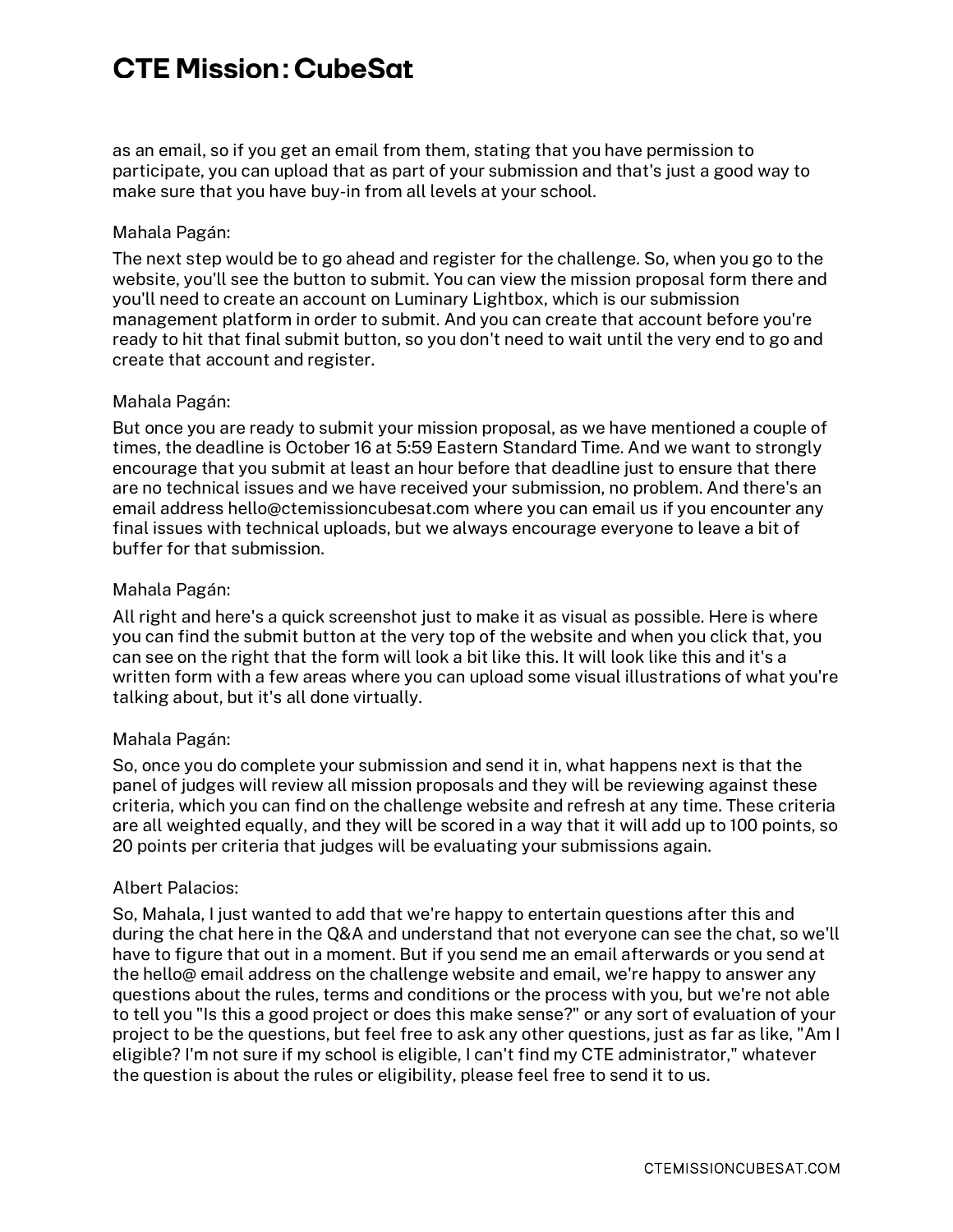as an email, so if you get an email from them, stating that you have permission to participate, you can upload that as part of your submission and that's just a good way to make sure that you have buy-in from all levels at your school.

Mahala Pagán:

The next step would be to go ahead and register for the challenge. So, when you go to the website, you'll see the button to submit. You can view the mission proposal form there and you'll need to create an account on Luminary Lightbox, which is our submission management platform in order to submit. And you can create that account before you're ready to hit that final submit button, so you don't need to wait until the very end to go and create that account and register.

Mahala Pagán:

But once you are ready to submit your mission proposal, as we have mentioned a couple of times, the deadline is October 16 at 5:59 Eastern Standard Time. And we want to strongly encourage that you submit at least an hour before that deadline just to ensure that there are no technical issues and we have received your submission, no problem. And there's an email address hello@ctemissioncubesat.com where you can email us if you encounter any final issues with technical uploads, but we always encourage everyone to leave a bit of buffer for that submission.

Mahala Pagán:

All right and here's a quick screenshot just to make it as visual as possible. Here is where you can find the submit button at the very top of the website and when you click that, you can see on the right that the form will look a bit like this. It will look like this and it's a written form with a few areas where you can upload some visual illustrations of what you're talking about, but it's all done virtually.

Mahala Pagán:

So, once you do complete your submission and send it in, what happens next is that the panel of judges will review all mission proposals and they will be reviewing against these criteria, which you can find on the challenge website and refresh at any time. These criteria are all weighted equally, and they will be scored in a way that it will add up to 100 points, so 20 points per criteria that judges will be evaluating your submissions again.

Albert Palacios:

So, Mahala, I just wanted to add that we're happy to entertain questions after this and during the chat here in the Q&A and understand that not everyone can see the chat, so we'll have to figure that out in a moment. But if you send me an email afterwards or you send at the hello@ email address on the challenge website and email, we're happy to answer any questions about the rules, terms and conditions or the process with you, but we're not able to tell you "Is this a good project or does this make sense?" or any sort of evaluation of your project to be the questions, but feel free to ask any other questions, just as far as like, "Am I eligible? I'm not sure if my school is eligible, I can't find my CTE administrator," whatever the question is about the rules or eligibility, please feel free to send it to us.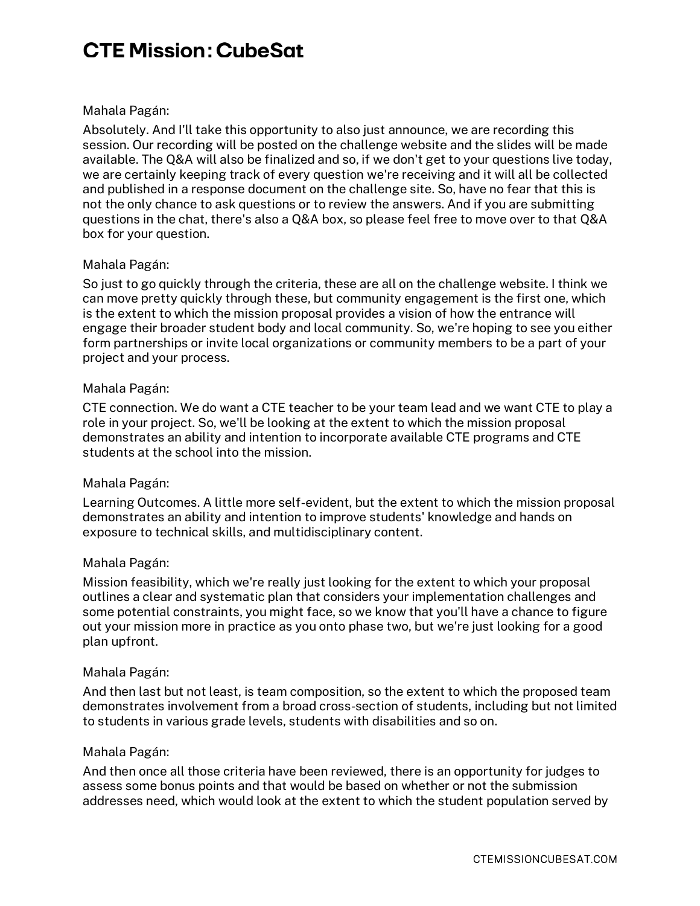Mahala Pagán:

Absolutely. And I'll take this opportunity to also just announce, we are recording this session. Our recording will be posted on the challenge website and the slides will be made available. The Q&A will also be finalized and so, if we don't get to your questions live today, we are certainly keeping track of every question we're receiving and it will all be collected and published in a response document on the challenge site. So, have no fear that this is not the only chance to ask questions or to review the answers. And if you are submitting questions in the chat, there's also a Q&A box, so please feel free to move over to that Q&A box for your question.

Mahala Pagán:

So just to go quickly through the criteria, these are all on the challenge website. I think we can move pretty quickly through these, but community engagement is the first one, which is the extent to which the mission proposal provides a vision of how the entrance will engage their broader student body and local community. So, we're hoping to see you either form partnerships or invite local organizations or community members to be a part of your project and your process.

Mahala Pagán:

CTE connection. We do want a CTE teacher to be your team lead and we want CTE to play a role in your project. So, we'll be looking at the extent to which the mission proposal demonstrates an ability and intention to incorporate available CTE programs and CTE students at the school into the mission.

Mahala Pagán:

Learning Outcomes. A little more self-evident, but the extent to which the mission proposal demonstrates an ability and intention to improve students' knowledge and hands on exposure to technical skills, and multidisciplinary content.

Mahala Pagán:

Mission feasibility, which we're really just looking for the extent to which your proposal outlines a clear and systematic plan that considers your implementation challenges and some potential constraints, you might face, so we know that you'll have a chance to figure out your mission more in practice as you onto phase two, but we're just looking for a good plan upfront.

Mahala Pagán:

And then last but not least, is team composition, so the extent to which the proposed team demonstrates involvement from a broad cross-section of students, including but not limited to students in various grade levels, students with disabilities and so on.

Mahala Pagán:

And then once all those criteria have been reviewed, there is an opportunity for judges to assess some bonus points and that would be based on whether or not the submission addresses need, which would look at the extent to which the student population served by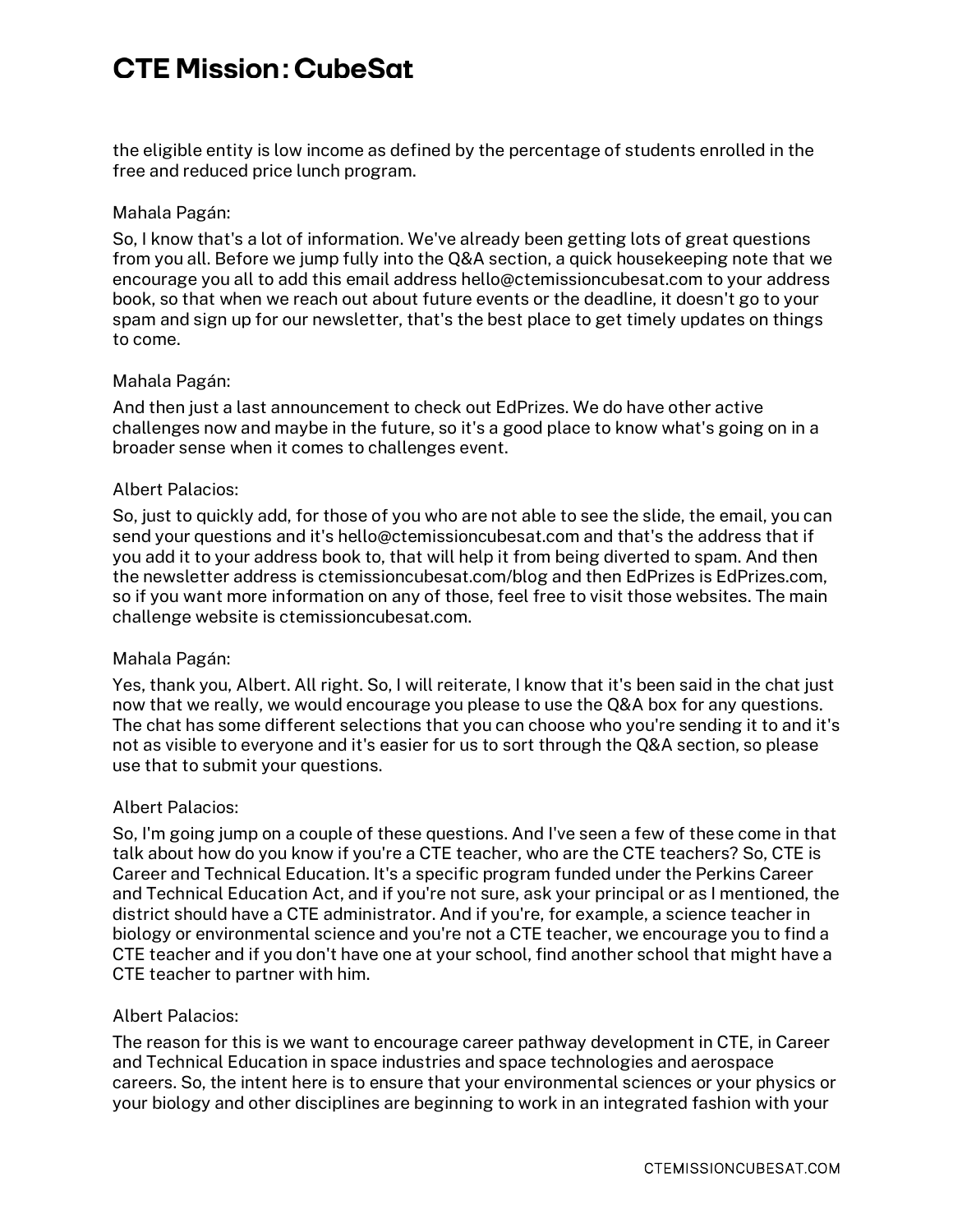the eligible entity is low income as defined by the percentage of students enrolled in the free and reduced price lunch program.

Mahala Pagán:

So, I know that's a lot of information. We've already been getting lots of great questions from you all. Before we jump fully into the Q&A section, a quick housekeeping note that we encourage you all to add this email address hello@ctemissioncubesat.com to your address book, so that when we reach out about future events or the deadline, it doesn't go to your spam and sign up for our newsletter, that's the best place to get timely updates on things to come.

Mahala Pagán:

And then just a last announcement to check out EdPrizes. We do have other active challenges now and maybe in the future, so it's a good place to know what's going on in a broader sense when it comes to challenges event.

Albert Palacios:

So, just to quickly add, for those of you who are not able to see the slide, the email, you can send your questions and it's hello@ctemissioncubesat.com and that's the address that if you add it to your address book to, that will help it from being diverted to spam. And then the newsletter address is ctemissioncubesat.com/blog and then EdPrizes is EdPrizes.com, so if you want more information on any of those, feel free to visit those websites. The main challenge website is ctemissioncubesat.com.

Mahala Pagán:

Yes, thank you, Albert. All right. So, I will reiterate, I know that it's been said in the chat just now that we really, we would encourage you please to use the Q&A box for any questions. The chat has some different selections that you can choose who you're sending it to and it's not as visible to everyone and it's easier for us to sort through the Q&A section, so please use that to submit your questions.

Albert Palacios:

So, I'm going jump on a couple of these questions. And I've seen a few of these come in that talk about how do you know if you're a CTE teacher, who are the CTE teachers? So, CTE is Career and Technical Education. It's a specific program funded under the Perkins Career and Technical Education Act, and if you're not sure, ask your principal or as I mentioned, the district should have a CTE administrator. And if you're, for example, a science teacher in biology or environmental science and you're not a CTE teacher, we encourage you to find a CTE teacher and if you don't have one at your school, find another school that might have a CTE teacher to partner with him.

Albert Palacios:

The reason for this is we want to encourage career pathway development in CTE, in Career and Technical Education in space industries and space technologies and aerospace careers. So, the intent here is to ensure that your environmental sciences or your physics or your biology and other disciplines are beginning to work in an integrated fashion with your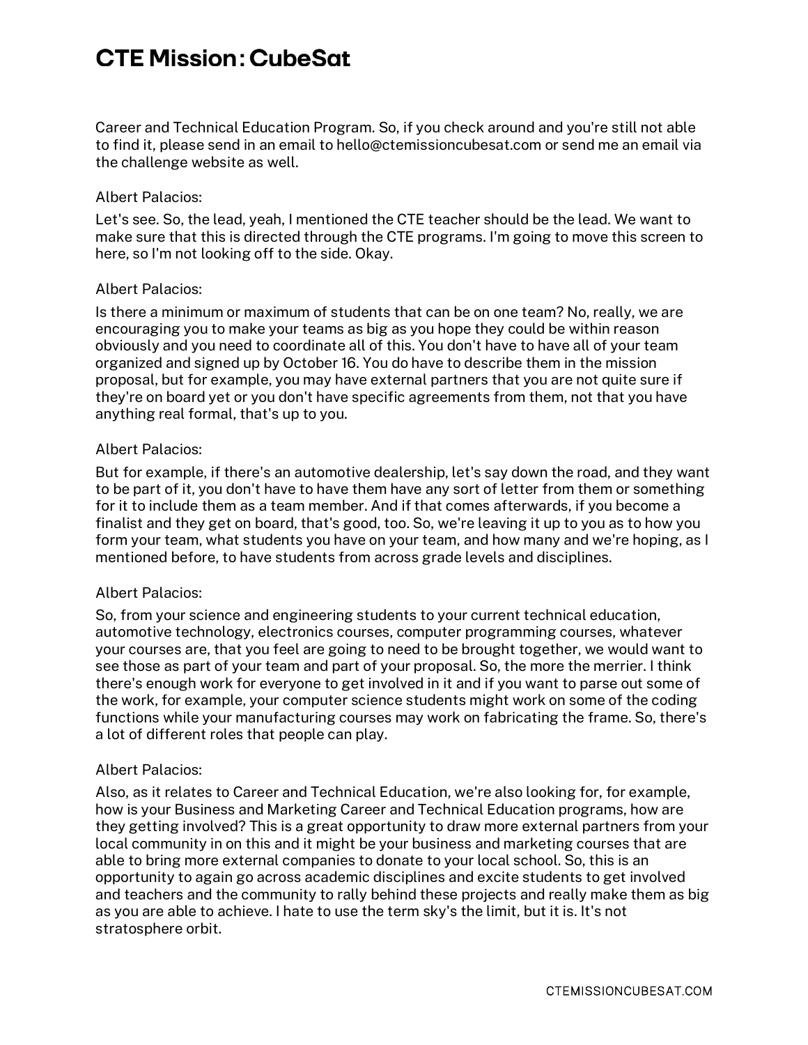Career and Technical Education Program. So, if you check around and you're still not able to find it, please send in an email to hello@ctemissioncubesat.com or send me an email via the challenge website as well.

Albert Palacios:

Let's see. So, the lead, yeah, I mentioned the CTE teacher should be the lead. We want to make sure that this is directed through the CTE programs. I'm going to move this screen to here, so I'm not looking off to the side. Okay.

Albert Palacios:

Is there a minimum or maximum of students that can be on one team? No, really, we are encouraging you to make your teams as big as you hope they could be within reason obviously and you need to coordinate all of this. You don't have to have all of your team organized and signed up by October 16. You do have to describe them in the mission proposal, but for example, you may have external partners that you are not quite sure if they're on board yet or you don't have specific agreements from them, not that you have anything real formal, that's up to you.

Albert Palacios:

But for example, if there's an automotive dealership, let's say down the road, and they want to be part of it, you don't have to have them have any sort of letter from them or something for it to include them as a team member. And if that comes afterwards, if you become a finalist and they get on board, that's good, too. So, we're leaving it up to you as to how you form your team, what students you have on your team, and how many and we're hoping, as I mentioned before, to have students from across grade levels and disciplines.

Albert Palacios:

So, from your science and engineering students to your current technical education, automotive technology, electronics courses, computer programming courses, whatever your courses are, that you feel are going to need to be brought together, we would want to see those as part of your team and part of your proposal. So, the more the merrier. I think there's enough work for everyone to get involved in it and if you want to parse out some of the work, for example, your computer science students might work on some of the coding functions while your manufacturing courses may work on fabricating the frame. So, there's a lot of different roles that people can play.

Albert Palacios:

Also, as it relates to Career and Technical Education, we're also looking for, for example, how is your Business and Marketing Career and Technical Education programs, how are they getting involved? This is a great opportunity to draw more external partners from your local community in on this and it might be your business and marketing courses that are able to bring more external companies to donate to your local school. So, this is an opportunity to again go across academic disciplines and excite students to get involved and teachers and the community to rally behind these projects and really make them as big as you are able to achieve. I hate to use the term sky's the limit, but it is. It's not stratosphere orbit.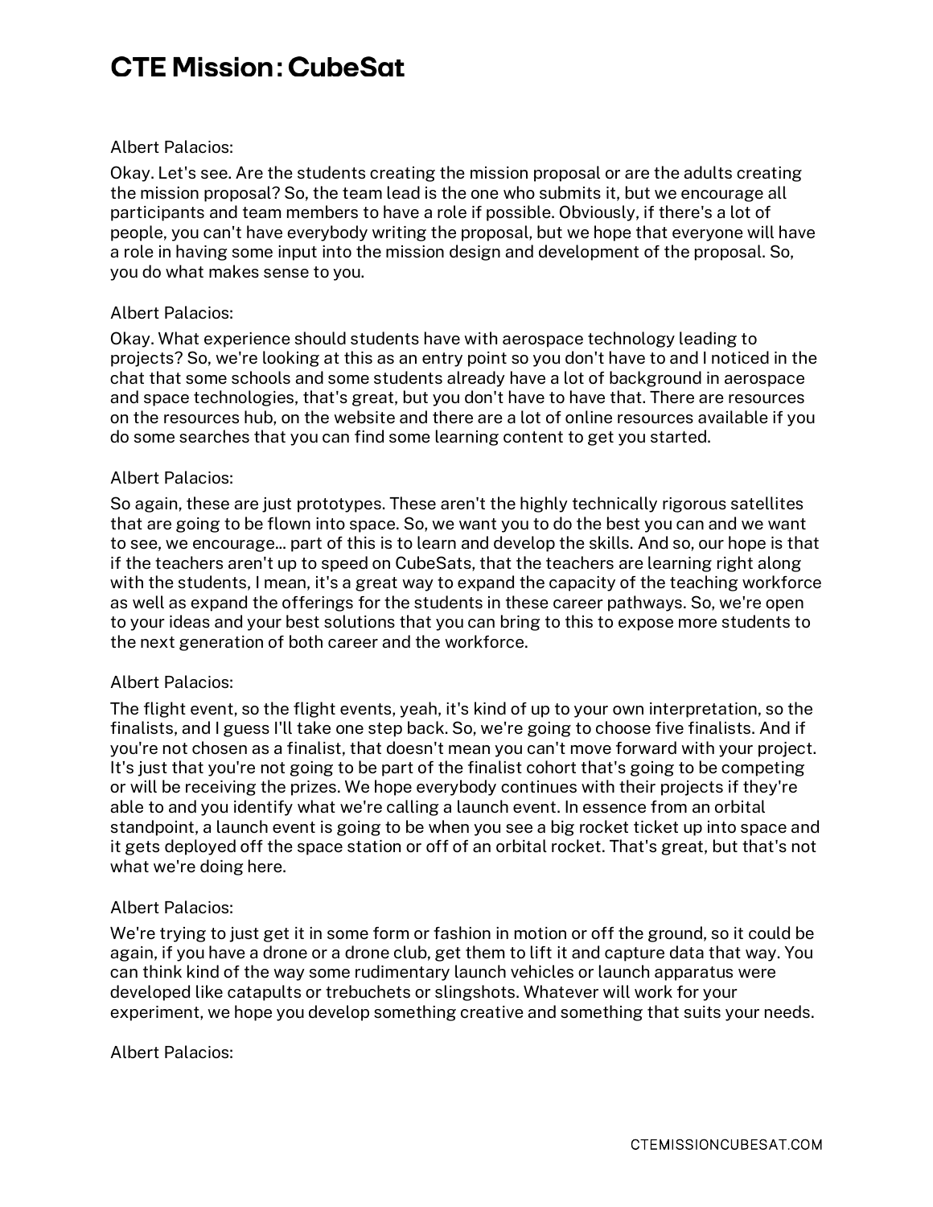Albert Palacios:

Okay. Let's see. Are the students creating the mission proposal or are the adults creating the mission proposal? So, the team lead is the one who submits it, but we encourage all participants and team members to have a role if possible. Obviously, if there's a lot of people, you can't have everybody writing the proposal, but we hope that everyone will have a role in having some input into the mission design and development of the proposal. So, you do what makes sense to you.

Albert Palacios:

Okay. What experience should students have with aerospace technology leading to projects? So, we're looking at this as an entry point so you don't have to and I noticed in the chat that some schools and some students already have a lot of background in aerospace and space technologies, that's great, but you don't have to have that. There are resources on the resources hub, on the website and there are a lot of online resources available if you do some searches that you can find some learning content to get you started.

Albert Palacios:

So again, these are just prototypes. These aren't the highly technically rigorous satellites that are going to be flown into space. So, we want you to do the best you can and we want to see, we encourage... part of this is to learn and develop the skills. And so, our hope is that if the teachers aren't up to speed on CubeSats, that the teachers are learning right along with the students, I mean, it's a great way to expand the capacity of the teaching workforce as well as expand the offerings for the students in these career pathways. So, we're open to your ideas and your best solutions that you can bring to this to expose more students to the next generation of both career and the workforce.

Albert Palacios:

The flight event, so the flight events, yeah, it's kind of up to your own interpretation, so the finalists, and I guess I'll take one step back. So, we're going to choose five finalists. And if you're not chosen as a finalist, that doesn't mean you can't move forward with your project. It's just that you're not going to be part of the finalist cohort that's going to be competing or will be receiving the prizes. We hope everybody continues with their projects if they're able to and you identify what we're calling a launch event. In essence from an orbital standpoint, a launch event is going to be when you see a big rocket ticket up into space and it gets deployed off the space station or off of an orbital rocket. That's great, but that's not what we're doing here.

Albert Palacios:

We're trying to just get it in some form or fashion in motion or off the ground, so it could be again, if you have a drone or a drone club, get them to lift it and capture data that way. You can think kind of the way some rudimentary launch vehicles or launch apparatus were developed like catapults or trebuchets or slingshots. Whatever will work for your experiment, we hope you develop something creative and something that suits your needs.

Albert Palacios: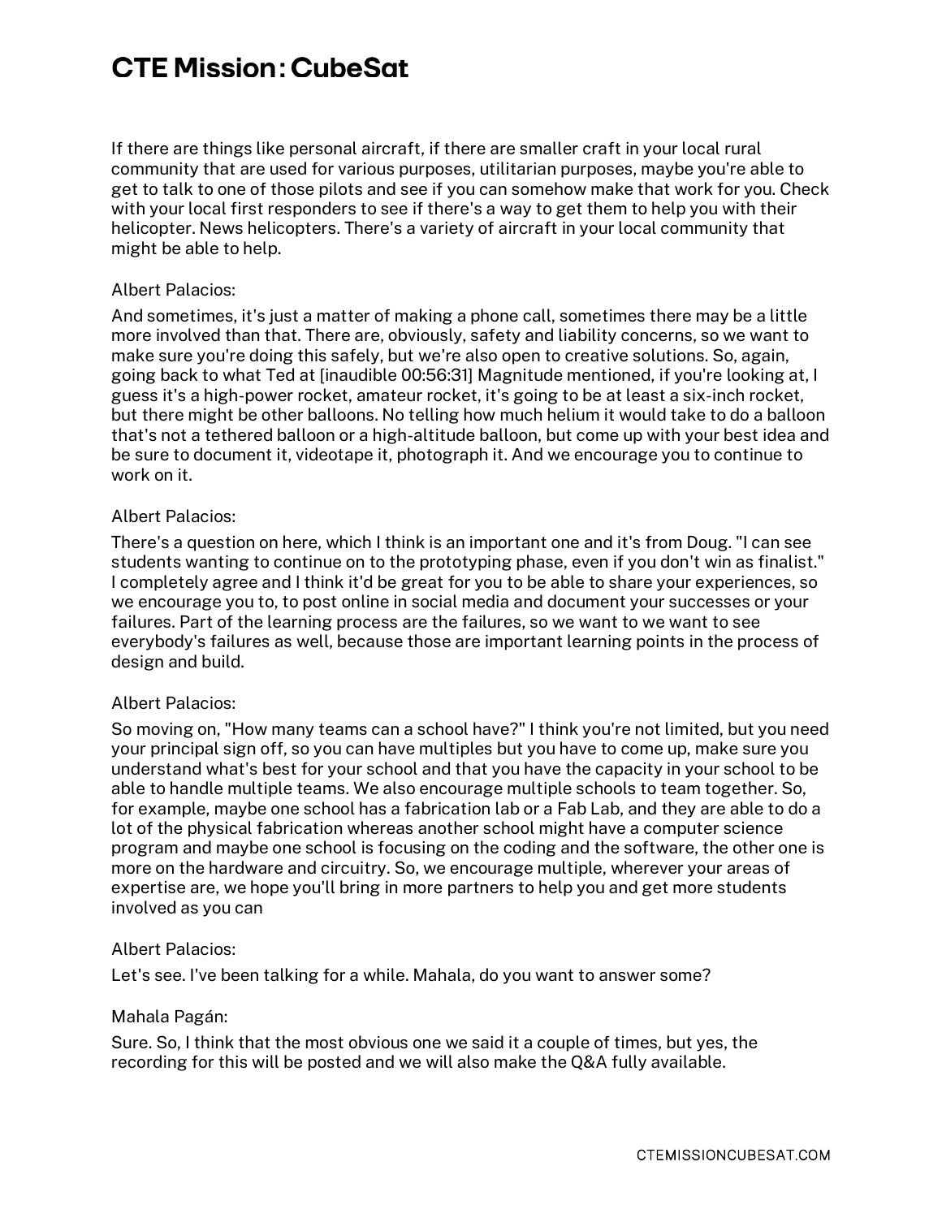If there are things like personal aircraft, if there are smaller craft in your local rural community that are used for various purposes, utilitarian purposes, maybe you're able to get to talk to one of those pilots and see if you can somehow make that work for you. Check with your local first responders to see if there's a way to get them to help you with their helicopter. News helicopters. There's a variety of aircraft in your local community that might be able to help.

Albert Palacios:

And sometimes, it's just a matter of making a phone call, sometimes there may be a little more involved than that. There are, obviously, safety and liability concerns, so we want to make sure you're doing this safely, but we're also open to creative solutions. So, again, going back to what Ted at [inaudible 00:56:31] Magnitude mentioned, if you're looking at, I guess it's a high-power rocket, amateur rocket, it's going to be at least a six-inch rocket, but there might be other balloons. No telling how much helium it would take to do a balloon that's not a tethered balloon or a high-altitude balloon, but come up with your best idea and be sure to document it, videotape it, photograph it. And we encourage you to continue to work on it.

Albert Palacios:

There's a question on here, which I think is an important one and it's from Doug. "I can see students wanting to continue on to the prototyping phase, even if you don't win as finalist." I completely agree and I think it'd be great for you to be able to share your experiences, so we encourage you to, to post online in social media and document your successes or your failures. Part of the learning process are the failures, so we want to we want to see everybody's failures as well, because those are important learning points in the process of design and build.

Albert Palacios:

So moving on, "How many teams can a school have?" I think you're not limited, but you need your principal sign off, so you can have multiples but you have to come up, make sure you understand what's best for your school and that you have the capacity in your school to be able to handle multiple teams. We also encourage multiple schools to team together. So, for example, maybe one school has a fabrication lab or a Fab Lab, and they are able to do a lot of the physical fabrication whereas another school might have a computer science program and maybe one school is focusing on the coding and the software, the other one is more on the hardware and circuitry. So, we encourage multiple, wherever your areas of expertise are, we hope you'll bring in more partners to help you and get more students involved as you can

Albert Palacios:

Let's see. I've been talking for a while. Mahala, do you want to answer some?

Mahala Pagán:

Sure. So, I think that the most obvious one we said it a couple of times, but yes, the recording for this will be posted and we will also make the Q&A fully available.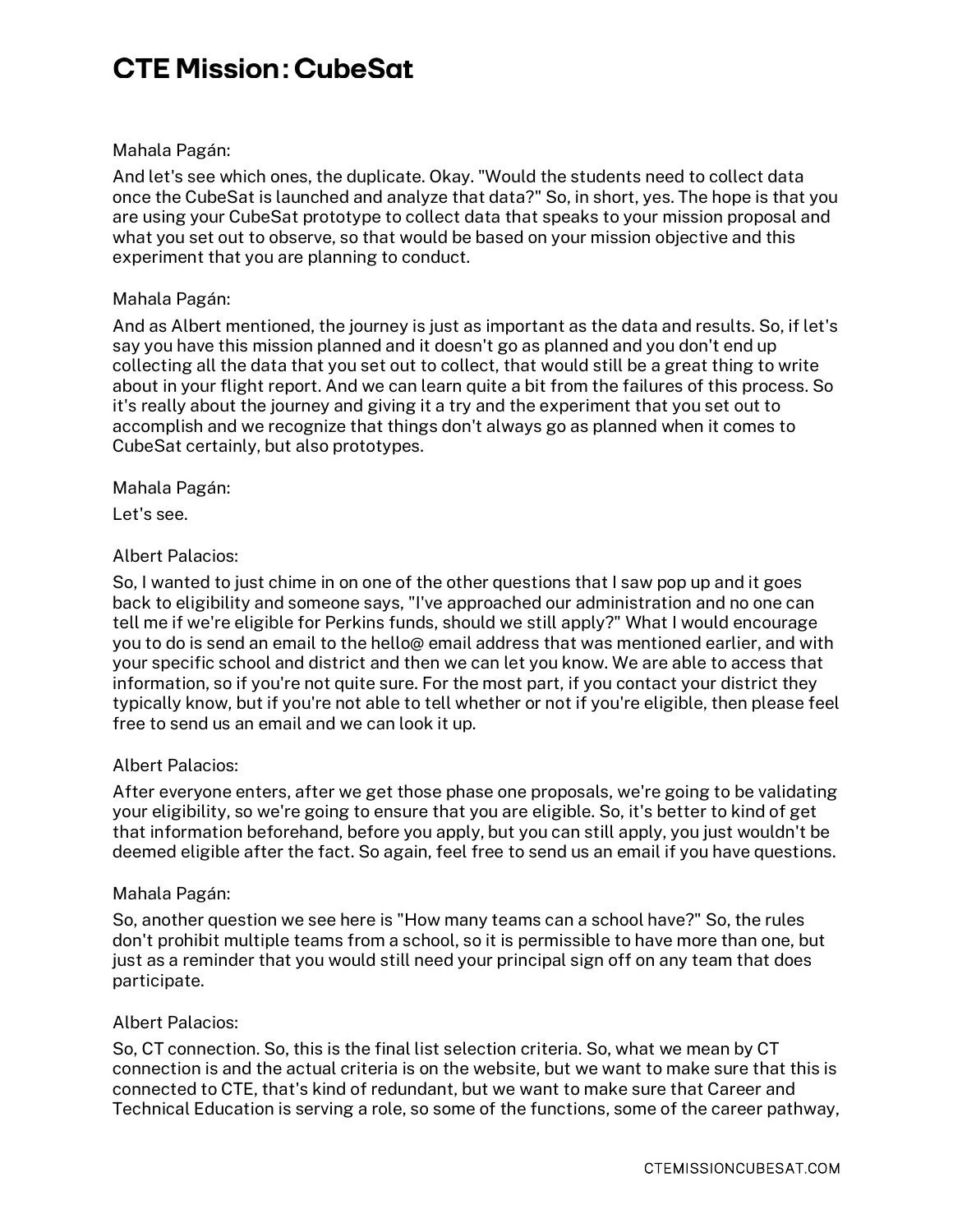Mahala Pagán:

And let's see which ones, the duplicate. Okay. "Would the students need to collect data once the CubeSat is launched and analyze that data?" So, in short, yes. The hope is that you are using your CubeSat prototype to collect data that speaks to your mission proposal and what you set out to observe, so that would be based on your mission objective and this experiment that you are planning to conduct.

Mahala Pagán:

And as Albert mentioned, the journey is just as important as the data and results. So, if let's say you have this mission planned and it doesn't go as planned and you don't end up collecting all the data that you set out to collect, that would still be a great thing to write about in your flight report. And we can learn quite a bit from the failures of this process. So it's really about the journey and giving it a try and the experiment that you set out to accomplish and we recognize that things don't always go as planned when it comes to CubeSat certainly, but also prototypes.

Mahala Pagán:

Let's see.

Albert Palacios:

So, I wanted to just chime in on one of the other questions that I saw pop up and it goes back to eligibility and someone says, "I've approached our administration and no one can tell me if we're eligible for Perkins funds, should we still apply?" What I would encourage you to do is send an email to the hello@ email address that was mentioned earlier, and with your specific school and district and then we can let you know. We are able to access that information, so if you're not quite sure. For the most part, if you contact your district they typically know, but if you're not able to tell whether or not if you're eligible, then please feel free to send us an email and we can look it up.

Albert Palacios:

After everyone enters, after we get those phase one proposals, we're going to be validating your eligibility, so we're going to ensure that you are eligible. So, it's better to kind of get that information beforehand, before you apply, but you can still apply, you just wouldn't be deemed eligible after the fact. So again, feel free to send us an email if you have questions.

Mahala Pagán:

So, another question we see here is "How many teams can a school have?" So, the rules don't prohibit multiple teams from a school, so it is permissible to have more than one, but just as a reminder that you would still need your principal sign off on any team that does participate.

Albert Palacios:

So, CT connection. So, this is the final list selection criteria. So, what we mean by CT connection is and the actual criteria is on the website, but we want to make sure that this is connected to CTE, that's kind of redundant, but we want to make sure that Career and Technical Education is serving a role, so some of the functions, some of the career pathway,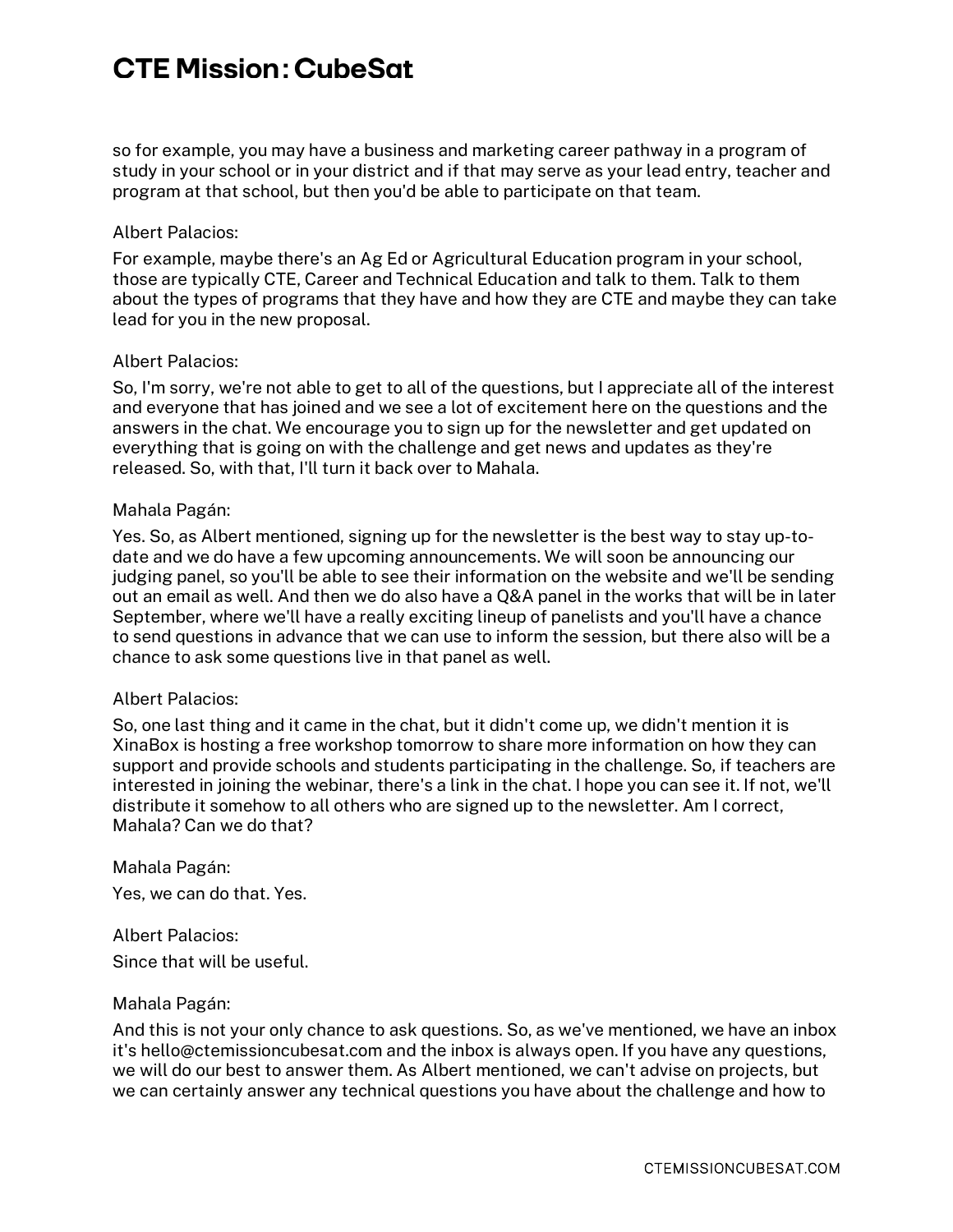so for example, you may have a business and marketing career pathway in a program of study in your school or in your district and if that may serve as your lead entry, teacher and program at that school, but then you'd be able to participate on that team.

Albert Palacios:

For example, maybe there's an Ag Ed or Agricultural Education program in your school, those are typically CTE, Career and Technical Education and talk to them. Talk to them about the types of programs that they have and how they are CTE and maybe they can take lead for you in the new proposal.

Albert Palacios:

So, I'm sorry, we're not able to get to all of the questions, but I appreciate all of the interest and everyone that has joined and we see a lot of excitement here on the questions and the answers in the chat. We encourage you to sign up for the newsletter and get updated on everything that is going on with the challenge and get news and updates as they're released. So, with that, I'll turn it back over to Mahala.

Mahala Pagán:

Yes. So, as Albert mentioned, signing up for the newsletter is the best way to stay up-to-date and we do have a few upcoming announcements. We will soon be announcing our judging panel, so you'll be able to see their information on the website and we'll be sending out an email as well. And then we do also have a Q&A panel in the works that will be in later September, where we'll have a really exciting lineup of panelists and you'll have a chance to send questions in advance that we can use to inform the session, but there also will be a chance to ask some questions live in that panel as well.

Albert Palacios:

So, one last thing and it came in the chat, but it didn't come up, we didn't mention it is XinaBox is hosting a free workshop tomorrow to share more information on how they can support and provide schools and students participating in the challenge. So, if teachers are interested in joining the webinar, there's a link in the chat. I hope you can see it. If not, we'll distribute it somehow to all others who are signed up to the newsletter. Am I correct, Mahala? Can we do that?

Mahala Pagán:

Yes, we can do that. Yes.

Albert Palacios:

Since that will be useful.

Mahala Pagán:

And this is not your only chance to ask questions. So, as we've mentioned, we have an inbox it's hello@ctemissioncubesat.com and the inbox is always open. If you have any questions, we will do our best to answer them. As Albert mentioned, we can't advise on projects, but we can certainly answer any technical questions you have about the challenge and how to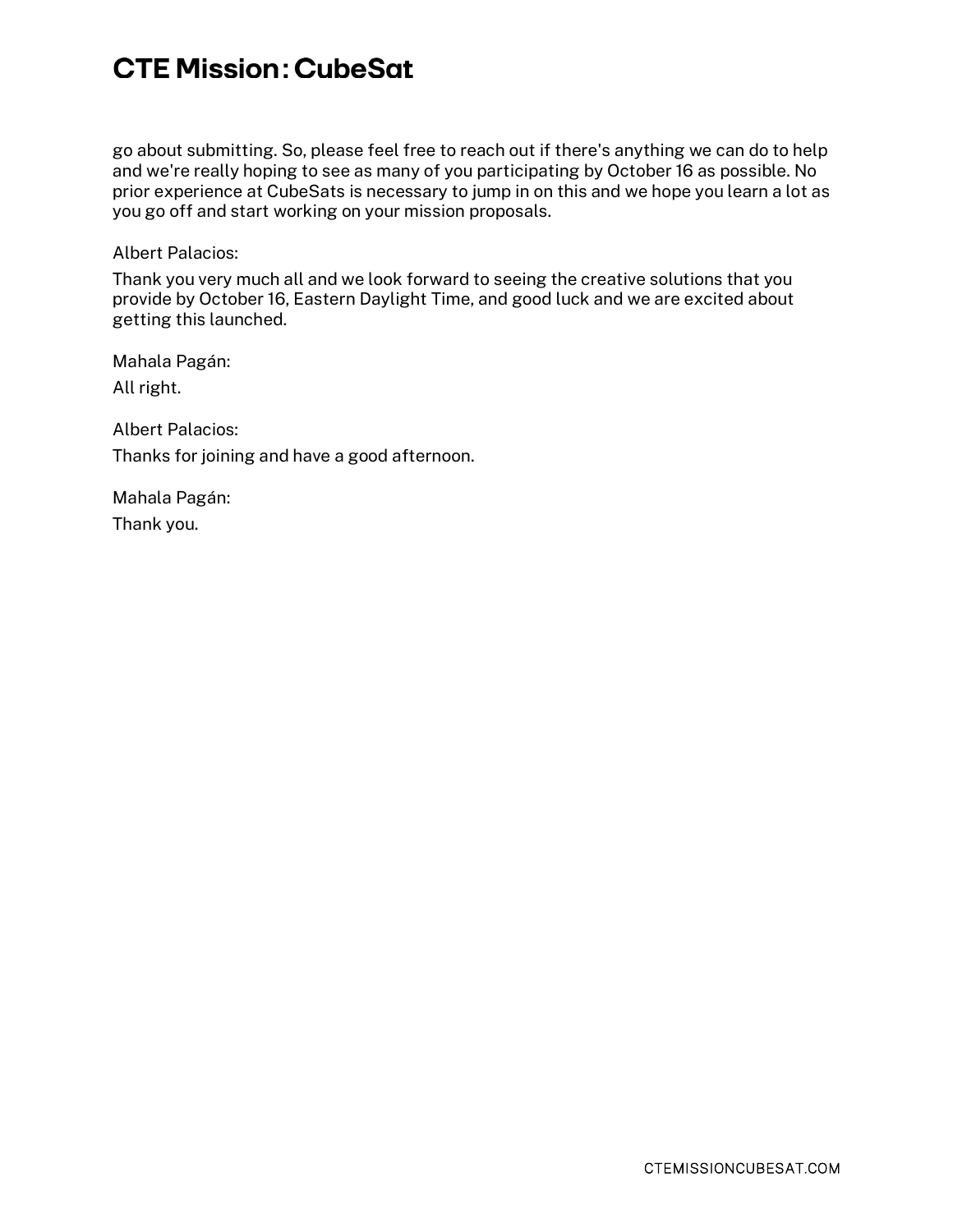go about submitting. So, please feel free to reach out if there's anything we can do to help and we're really hoping to see as many of you participating by October 16 as possible. No prior experience at CubeSats is necessary to jump in on this and we hope you learn a lot as you go off and start working on your mission proposals.

Albert Palacios:

Thank you very much all and we look forward to seeing the creative solutions that you provide by October 16, Eastern Daylight Time, and good luck and we are excited about getting this launched.

Mahala Pagán:

All right.

Albert Palacios:

Thanks for joining and have a good afternoon.

Mahala Pagán:

Thank you.